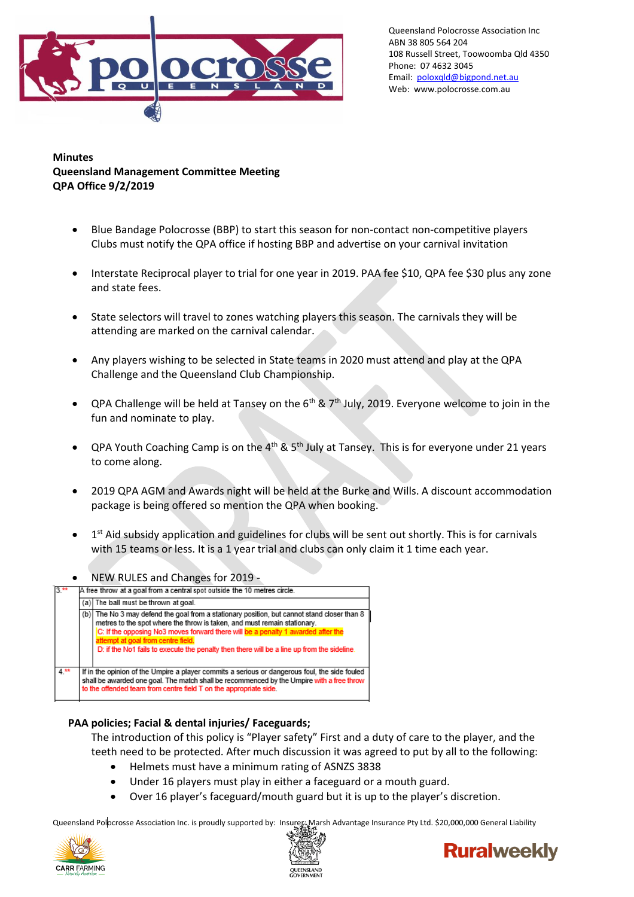Queensland Polocrosse Association Inc
ABN 38 805 564 204
108 Russell Street, Toowoomba Qld 4350
Phone: 07 4632 3045
Email: poloxqld@bigpond.net.au
Web: www.polocrosse.com.au

**Minutes**
**Queensland Management Committee Meeting**
**QPA Office 9/2/2019**

- Blue Bandage Polocrosse (BBP) to start this season for non-contact non-competitive players Clubs must notify the QPA office if hosting BBP and advertise on your carnival invitation
- Interstate Reciprocal player to trial for one year in 2019. PAA fee $10, QPA fee $30 plus any zone and state fees.
- State selectors will travel to zones watching players this season. The carnivals they will be attending are marked on the carnival calendar.
- Any players wishing to be selected in State teams in 2020 must attend and play at the QPA Challenge and the Queensland Club Championship.
- QPA Challenge will be held at Tansey on the 6th & 7th July, 2019. Everyone welcome to join in the fun and nominate to play.
- QPA Youth Coaching Camp is on the 4th & 5th July at Tansey. This is for everyone under 21 years to come along.
- 2019 QPA AGM and Awards night will be held at the Burke and Wills. A discount accommodation package is being offered so mention the QPA when booking.
- 1st Aid subsidy application and guidelines for clubs will be sent out shortly. This is for carnivals with 15 teams or less. It is a 1 year trial and clubs can only claim it 1 time each year.
- NEW RULES and Changes for 2019 -

| | | |
|---|---|---|
| 3.** | A free throw at a goal from a central spot outside the 10 metres circle. | |
| | (a) | The ball must be thrown at goal. |
| | (b) | The No 3 may defend the goal from a stationary position, but cannot stand closer than 8 metres to the spot where the throw is taken, and must remain stationary. C: If the opposing No3 moves forward there will be a penalty 1 awarded after the attempt at goal from centre field. D: if the No1 fails to execute the penalty then there will be a line up from the sideline |
| 4.** | If in the opinion of the Umpire a player commits a serious or dangerous foul, the side fouled shall be awarded one goal. The match shall be recommenced by the Umpire with a free throw to the offended team from centre field T on the appropriate side. | |

**PAA policies; Facial & dental injuries/ Faceguards;**

The introduction of this policy is "Player safety" First and a duty of care to the player, and the teeth need to be protected. After much discussion it was agreed to put by all to the following:

- Helmets must have a minimum rating of ASNZS 3838
- Under 16 players must play in either a faceguard or a mouth guard.
- Over 16 player's faceguard/mouth guard but it is up to the player's discretion.

Queensland Polocrosse Association Inc. is proudly supported by: Insurer: Marsh Advantage Insurance Pty Ltd. $20,000,000 General Liability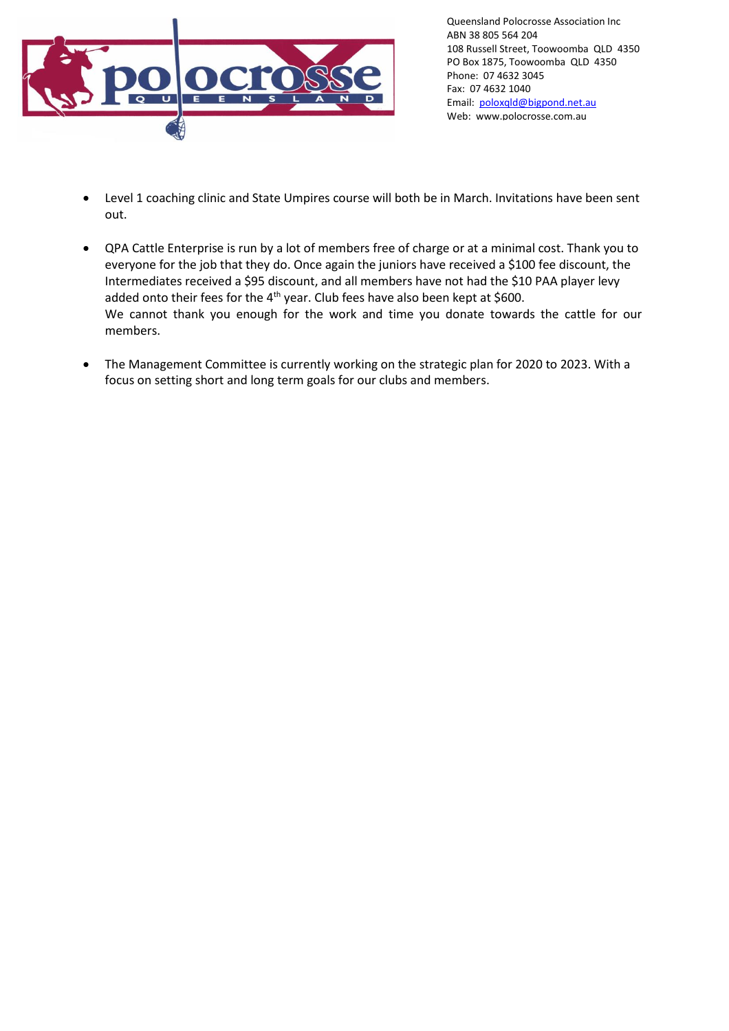Queensland Polocrosse Association Inc
ABN 38 805 564 204
108 Russell Street, Toowoomba QLD 4350
PO Box 1875, Toowoomba QLD 4350
Phone: 07 4632 3045
Fax: 07 4632 1040
Email: poloxqld@bigpond.net.au
Web: www.polocrosse.com.au

- Level 1 coaching clinic and State Umpires course will both be in March. Invitations have been sent out.
- QPA Cattle Enterprise is run by a lot of members free of charge or at a minimal cost. Thank you to everyone for the job that they do. Once again the juniors have received a $100 fee discount, the Intermediates received a $95 discount, and all members have not had the $10 PAA player levy added onto their fees for the 4th year. Club fees have also been kept at $600.
  We cannot thank you enough for the work and time you donate towards the cattle for our members.
- The Management Committee is currently working on the strategic plan for 2020 to 2023. With a focus on setting short and long term goals for our clubs and members.